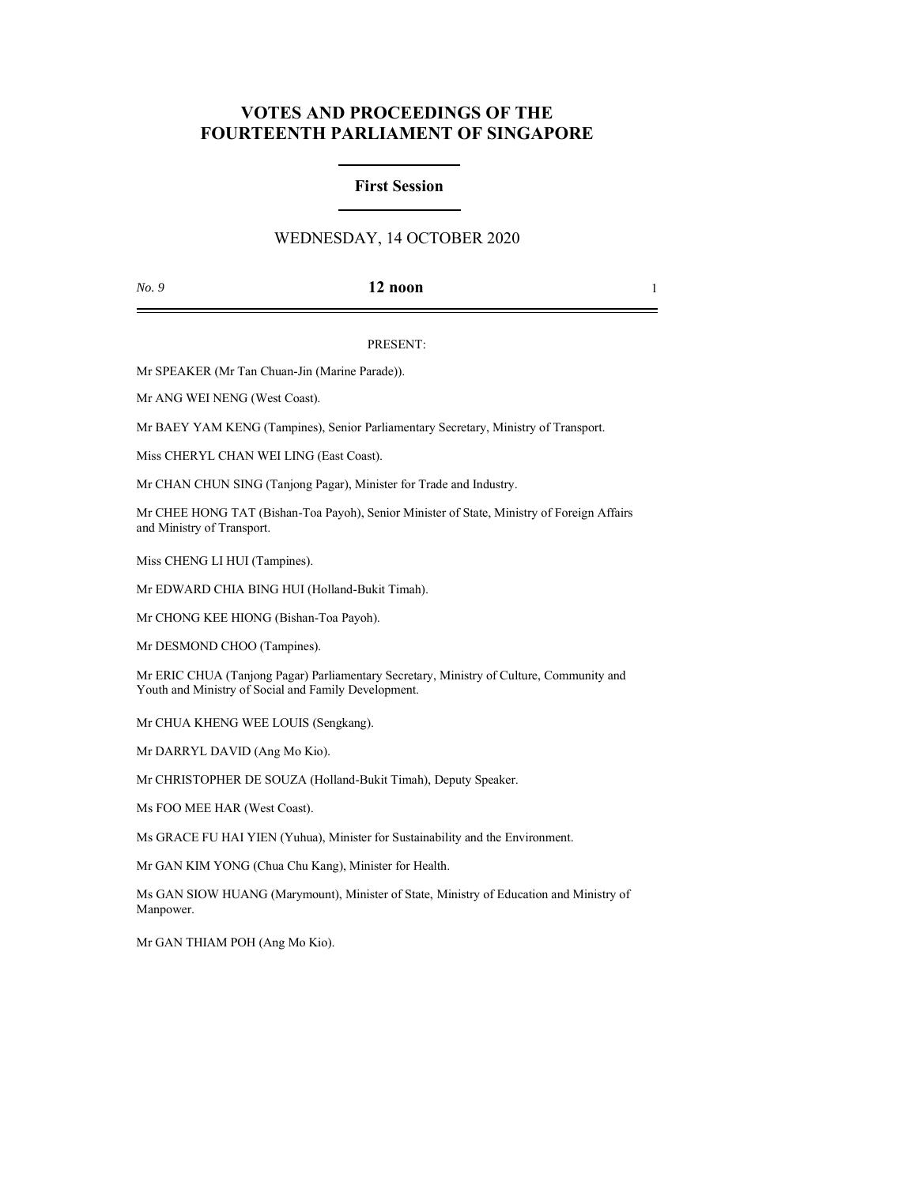# VOTES AND PROCEEDINGS OF THE FOURTEENTH PARLIAMENT OF SINGAPORE

## First Session

WEDNESDAY, 14 OCTOBER 2020

*No. 9* **12 noon**

PRESENT:

Mr SPEAKER (Mr Tan Chuan-Jin (Marine Parade)).

Mr ANG WEI NENG (West Coast).

Mr BAEY YAM KENG (Tampines), Senior Parliamentary Secretary, Ministry of Transport.

Miss CHERYL CHAN WEI LING (East Coast).

Mr CHAN CHUN SING (Tanjong Pagar), Minister for Trade and Industry.

Mr CHEE HONG TAT (Bishan-Toa Payoh), Senior Minister of State, Ministry of Foreign Affairs and Ministry of Transport.

Miss CHENG LI HUI (Tampines).

Mr EDWARD CHIA BING HUI (Holland-Bukit Timah).

Mr CHONG KEE HIONG (Bishan-Toa Payoh).

Mr DESMOND CHOO (Tampines).

Mr ERIC CHUA (Tanjong Pagar) Parliamentary Secretary, Ministry of Culture, Community and Youth and Ministry of Social and Family Development.

Mr CHUA KHENG WEE LOUIS (Sengkang).

Mr DARRYL DAVID (Ang Mo Kio).

Mr CHRISTOPHER DE SOUZA (Holland-Bukit Timah), Deputy Speaker.

Ms FOO MEE HAR (West Coast).

Ms GRACE FU HAI YIEN (Yuhua), Minister for Sustainability and the Environment.

Mr GAN KIM YONG (Chua Chu Kang), Minister for Health.

Ms GAN SIOW HUANG (Marymount), Minister of State, Ministry of Education and Ministry of Manpower.

Mr GAN THIAM POH (Ang Mo Kio).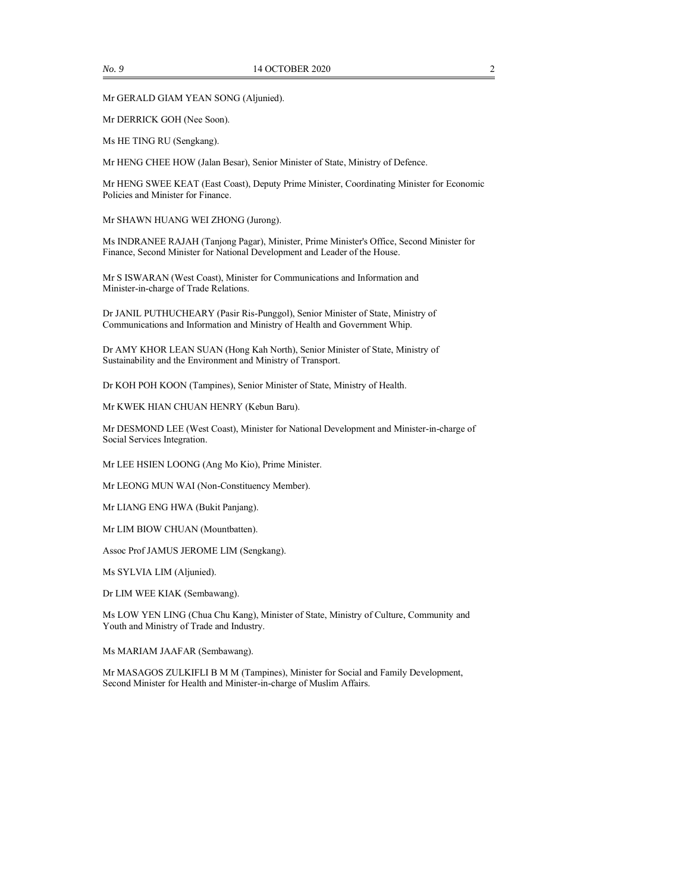Mr GERALD GIAM YEAN SONG (Aljunied).

Mr DERRICK GOH (Nee Soon).

Ms HE TING RU (Sengkang).

Mr HENG CHEE HOW (Jalan Besar), Senior Minister of State, Ministry of Defence.

Mr HENG SWEE KEAT (East Coast), Deputy Prime Minister, Coordinating Minister for Economic Policies and Minister for Finance.

Mr SHAWN HUANG WEI ZHONG (Jurong).

Ms INDRANEE RAJAH (Tanjong Pagar), Minister, Prime Minister's Office, Second Minister for Finance, Second Minister for National Development and Leader of the House.

Mr S ISWARAN (West Coast), Minister for Communications and Information and Minister-in-charge of Trade Relations.

Dr JANIL PUTHUCHEARY (Pasir Ris-Punggol), Senior Minister of State, Ministry of Communications and Information and Ministry of Health and Government Whip.

Dr AMY KHOR LEAN SUAN (Hong Kah North), Senior Minister of State, Ministry of Sustainability and the Environment and Ministry of Transport.

Dr KOH POH KOON (Tampines), Senior Minister of State, Ministry of Health.

Mr KWEK HIAN CHUAN HENRY (Kebun Baru).

Mr DESMOND LEE (West Coast), Minister for National Development and Minister-in-charge of Social Services Integration.

Mr LEE HSIEN LOONG (Ang Mo Kio), Prime Minister.

Mr LEONG MUN WAI (Non-Constituency Member).

Mr LIANG ENG HWA (Bukit Panjang).

Mr LIM BIOW CHUAN (Mountbatten).

Assoc Prof JAMUS JEROME LIM (Sengkang).

Ms SYLVIA LIM (Aljunied).

Dr LIM WEE KIAK (Sembawang).

Ms LOW YEN LING (Chua Chu Kang), Minister of State, Ministry of Culture, Community and Youth and Ministry of Trade and Industry.

Ms MARIAM JAAFAR (Sembawang).

Mr MASAGOS ZULKIFLI B M M (Tampines), Minister for Social and Family Development, Second Minister for Health and Minister-in-charge of Muslim Affairs.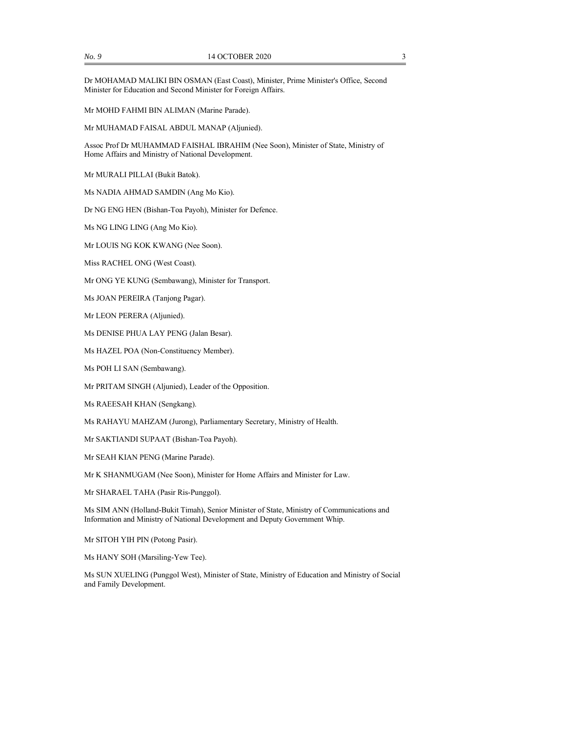Dr MOHAMAD MALIKI BIN OSMAN (East Coast), Minister, Prime Minister's Office, Second Minister for Education and Second Minister for Foreign Affairs.

Mr MOHD FAHMI BIN ALIMAN (Marine Parade).

Mr MUHAMAD FAISAL ABDUL MANAP (Aljunied).

Assoc Prof Dr MUHAMMAD FAISHAL IBRAHIM (Nee Soon), Minister of State, Ministry of Home Affairs and Ministry of National Development.

Mr MURALI PILLAI (Bukit Batok).

Ms NADIA AHMAD SAMDIN (Ang Mo Kio).

Dr NG ENG HEN (Bishan-Toa Payoh), Minister for Defence.

Ms NG LING LING (Ang Mo Kio).

Mr LOUIS NG KOK KWANG (Nee Soon).

Miss RACHEL ONG (West Coast).

Mr ONG YE KUNG (Sembawang), Minister for Transport.

Ms JOAN PEREIRA (Tanjong Pagar).

Mr LEON PERERA (Aljunied).

Ms DENISE PHUA LAY PENG (Jalan Besar).

Ms HAZEL POA (Non-Constituency Member).

Ms POH LI SAN (Sembawang).

Mr PRITAM SINGH (Aljunied), Leader of the Opposition.

Ms RAEESAH KHAN (Sengkang).

Ms RAHAYU MAHZAM (Jurong), Parliamentary Secretary, Ministry of Health.

Mr SAKTIANDI SUPAAT (Bishan-Toa Payoh).

Mr SEAH KIAN PENG (Marine Parade).

Mr K SHANMUGAM (Nee Soon), Minister for Home Affairs and Minister for Law.

Mr SHARAEL TAHA (Pasir Ris-Punggol).

Ms SIM ANN (Holland-Bukit Timah), Senior Minister of State, Ministry of Communications and Information and Ministry of National Development and Deputy Government Whip.

Mr SITOH YIH PIN (Potong Pasir).

Ms HANY SOH (Marsiling-Yew Tee).

Ms SUN XUELING (Punggol West), Minister of State, Ministry of Education and Ministry of Social and Family Development.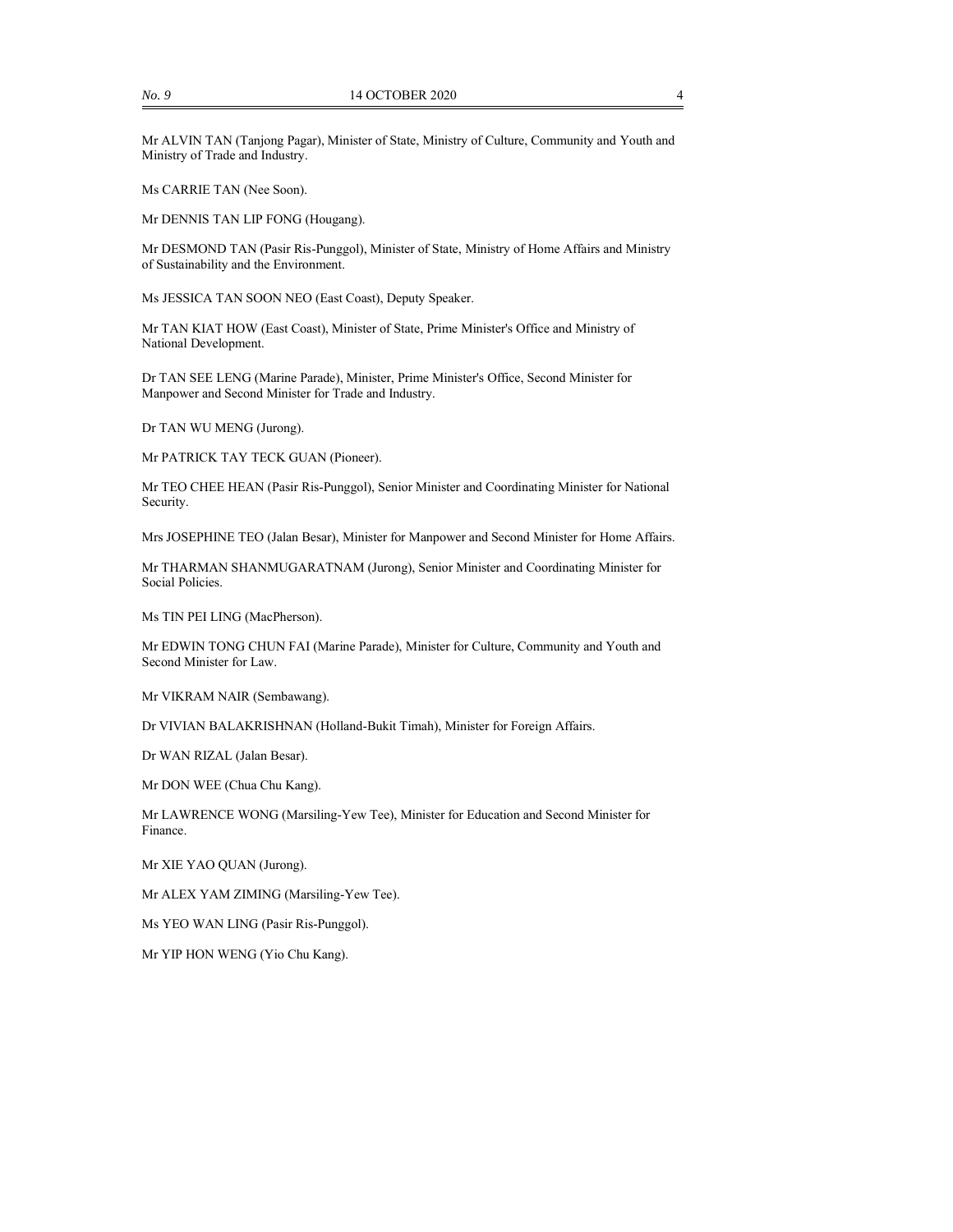Mr ALVIN TAN (Tanjong Pagar), Minister of State, Ministry of Culture, Community and Youth and Ministry of Trade and Industry.

Ms CARRIE TAN (Nee Soon).

Mr DENNIS TAN LIP FONG (Hougang).

Mr DESMOND TAN (Pasir Ris-Punggol), Minister of State, Ministry of Home Affairs and Ministry of Sustainability and the Environment.

Ms JESSICA TAN SOON NEO (East Coast), Deputy Speaker.

Mr TAN KIAT HOW (East Coast), Minister of State, Prime Minister's Office and Ministry of National Development.

Dr TAN SEE LENG (Marine Parade), Minister, Prime Minister's Office, Second Minister for Manpower and Second Minister for Trade and Industry.

Dr TAN WU MENG (Jurong).

Mr PATRICK TAY TECK GUAN (Pioneer).

Mr TEO CHEE HEAN (Pasir Ris-Punggol), Senior Minister and Coordinating Minister for National Security.

Mrs JOSEPHINE TEO (Jalan Besar), Minister for Manpower and Second Minister for Home Affairs.

Mr THARMAN SHANMUGARATNAM (Jurong), Senior Minister and Coordinating Minister for Social Policies.

Ms TIN PEI LING (MacPherson).

Mr EDWIN TONG CHUN FAI (Marine Parade), Minister for Culture, Community and Youth and Second Minister for Law.

Mr VIKRAM NAIR (Sembawang).

Dr VIVIAN BALAKRISHNAN (Holland-Bukit Timah), Minister for Foreign Affairs.

Dr WAN RIZAL (Jalan Besar).

Mr DON WEE (Chua Chu Kang).

Mr LAWRENCE WONG (Marsiling-Yew Tee), Minister for Education and Second Minister for Finance.

Mr XIE YAO QUAN (Jurong).

Mr ALEX YAM ZIMING (Marsiling-Yew Tee).

Ms YEO WAN LING (Pasir Ris-Punggol).

Mr YIP HON WENG (Yio Chu Kang).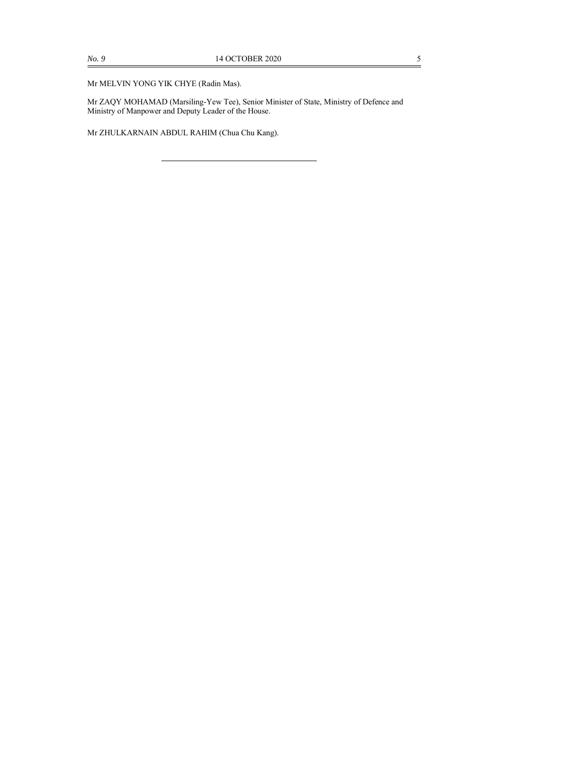Mr MELVIN YONG YIK CHYE (Radin Mas).

Mr ZAQY MOHAMAD (Marsiling-Yew Tee), Senior Minister of State, Ministry of Defence and Ministry of Manpower and Deputy Leader of the House.

Mr ZHULKARNAIN ABDUL RAHIM (Chua Chu Kang).

---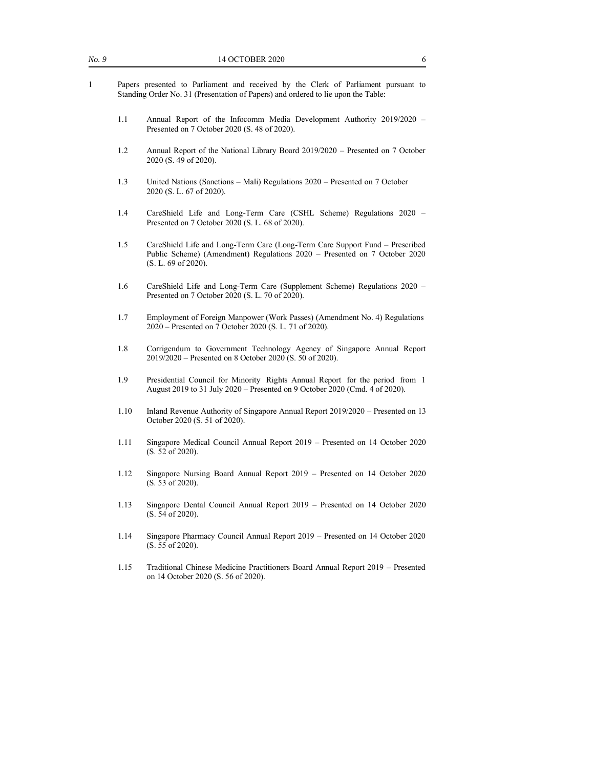1 Papers presented to Parliament and received by the Clerk of Parliament pursuant to Standing Order No. 31 (Presentation of Papers) and ordered to lie upon the Table:

1.1 Annual Report of the Infocomm Media Development Authority 2019/2020 – Presented on 7 October 2020 (S. 48 of 2020).

1.2 Annual Report of the National Library Board 2019/2020 – Presented on 7 October 2020 (S. 49 of 2020).

1.3 United Nations (Sanctions – Mali) Regulations 2020 – Presented on 7 October 2020 (S. L. 67 of 2020).

1.4 CareShield Life and Long-Term Care (CSHL Scheme) Regulations 2020 – Presented on 7 October 2020 (S. L. 68 of 2020).

1.5 CareShield Life and Long-Term Care (Long-Term Care Support Fund – Prescribed Public Scheme) (Amendment) Regulations 2020 – Presented on 7 October 2020 (S. L. 69 of 2020).

1.6 CareShield Life and Long-Term Care (Supplement Scheme) Regulations 2020 – Presented on 7 October 2020 (S. L. 70 of 2020).

1.7 Employment of Foreign Manpower (Work Passes) (Amendment No. 4) Regulations 2020 – Presented on 7 October 2020 (S. L. 71 of 2020).

1.8 Corrigendum to Government Technology Agency of Singapore Annual Report 2019/2020 – Presented on 8 October 2020 (S. 50 of 2020).

1.9 Presidential Council for Minority Rights Annual Report for the period from 1 August 2019 to 31 July 2020 – Presented on 9 October 2020 (Cmd. 4 of 2020).

1.10 Inland Revenue Authority of Singapore Annual Report 2019/2020 – Presented on 13 October 2020 (S. 51 of 2020).

1.11 Singapore Medical Council Annual Report 2019 – Presented on 14 October 2020 (S. 52 of 2020).

1.12 Singapore Nursing Board Annual Report 2019 – Presented on 14 October 2020 (S. 53 of 2020).

1.13 Singapore Dental Council Annual Report 2019 – Presented on 14 October 2020 (S. 54 of 2020).

1.14 Singapore Pharmacy Council Annual Report 2019 – Presented on 14 October 2020 (S. 55 of 2020).

1.15 Traditional Chinese Medicine Practitioners Board Annual Report 2019 – Presented on 14 October 2020 (S. 56 of 2020).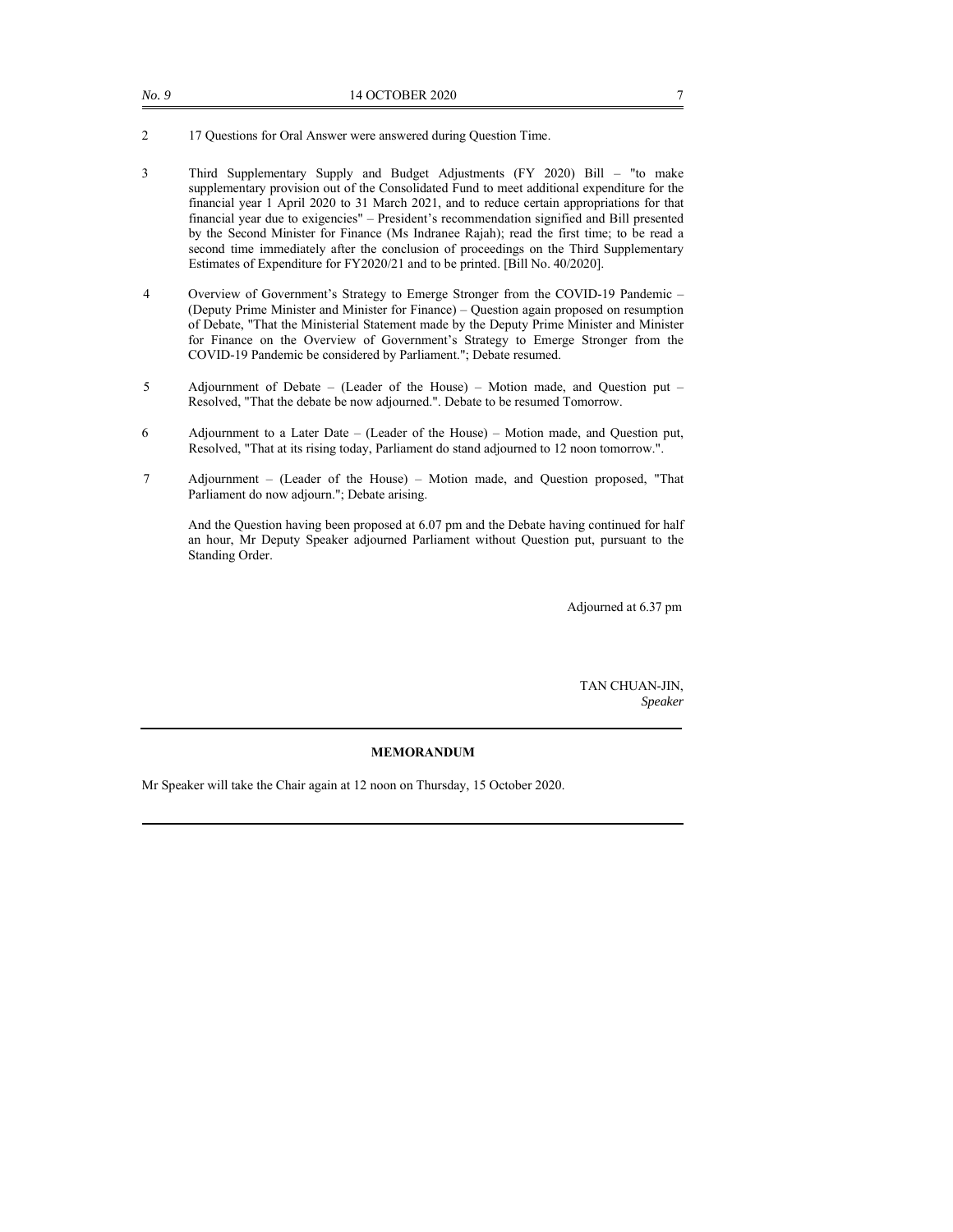2 17 Questions for Oral Answer were answered during Question Time.

3 Third Supplementary Supply and Budget Adjustments (FY 2020) Bill – "to make supplementary provision out of the Consolidated Fund to meet additional expenditure for the financial year 1 April 2020 to 31 March 2021, and to reduce certain appropriations for that financial year due to exigencies" – President's recommendation signified and Bill presented by the Second Minister for Finance (Ms Indranee Rajah); read the first time; to be read a second time immediately after the conclusion of proceedings on the Third Supplementary Estimates of Expenditure for FY2020/21 and to be printed. [Bill No. 40/2020].

4 Overview of Government's Strategy to Emerge Stronger from the COVID-19 Pandemic – (Deputy Prime Minister and Minister for Finance) – Question again proposed on resumption of Debate, "That the Ministerial Statement made by the Deputy Prime Minister and Minister for Finance on the Overview of Government's Strategy to Emerge Stronger from the COVID-19 Pandemic be considered by Parliament."; Debate resumed.

5 Adjournment of Debate – (Leader of the House) – Motion made, and Question put – Resolved, "That the debate be now adjourned.". Debate to be resumed Tomorrow.

6 Adjournment to a Later Date – (Leader of the House) – Motion made, and Question put, Resolved, "That at its rising today, Parliament do stand adjourned to 12 noon tomorrow.".

7 Adjournment – (Leader of the House) – Motion made, and Question proposed, "That Parliament do now adjourn."; Debate arising.

And the Question having been proposed at 6.07 pm and the Debate having continued for half an hour, Mr Deputy Speaker adjourned Parliament without Question put, pursuant to the Standing Order.

Adjourned at 6.37 pm

TAN CHUAN-JIN,
*Speaker*

---

**MEMORANDUM**

Mr Speaker will take the Chair again at 12 noon on Thursday, 15 October 2020.

---